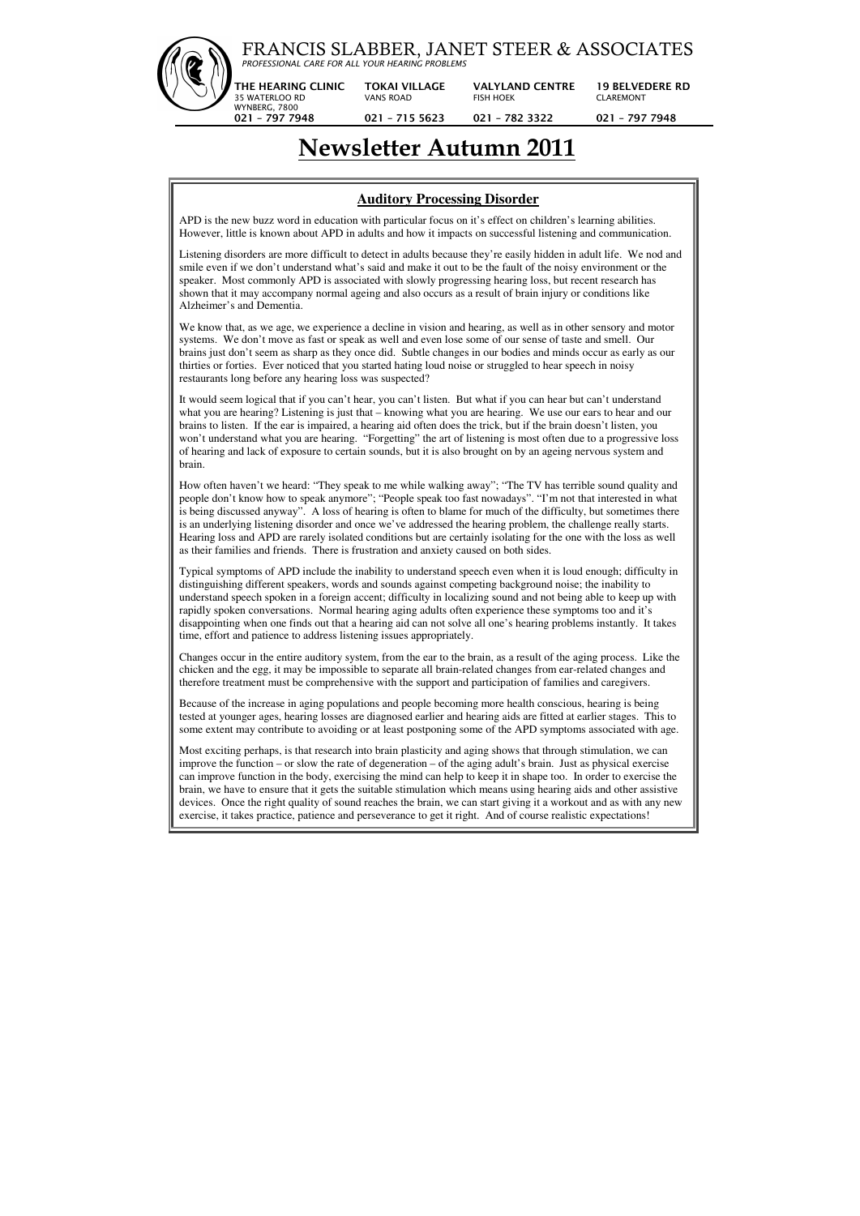# FRANCIS SLABBER, JANET STEER & ASSOCIATES

*PROFESSIONAL CARE FOR ALL YOUR HEARING PROBLEMS*

| THE HEARING CLINIC | TOKAI VILLAGE | VALYLAND CENTRE | 19 BELVEDERE RD |
|---|---|---|---|
| 35 WATERLOO RD<br>WYNBERG, 7800 | VANS ROAD | FISH HOEK | CLAREMONT |
| 021 – 797 7948 | 021 – 715 5623 | 021 – 782 3322 | 021 – 797 7948 |

## Newsletter Autumn 2011

### Auditory Processing Disorder

APD is the new buzz word in education with particular focus on it's effect on children's learning abilities. However, little is known about APD in adults and how it impacts on successful listening and communication.

Listening disorders are more difficult to detect in adults because they're easily hidden in adult life. We nod and smile even if we don't understand what's said and make it out to be the fault of the noisy environment or the speaker. Most commonly APD is associated with slowly progressing hearing loss, but recent research has shown that it may accompany normal ageing and also occurs as a result of brain injury or conditions like Alzheimer's and Dementia.

We know that, as we age, we experience a decline in vision and hearing, as well as in other sensory and motor systems. We don't move as fast or speak as well and even lose some of our sense of taste and smell. Our brains just don't seem as sharp as they once did. Subtle changes in our bodies and minds occur as early as our thirties or forties. Ever noticed that you started hating loud noise or struggled to hear speech in noisy restaurants long before any hearing loss was suspected?

It would seem logical that if you can't hear, you can't listen. But what if you can hear but can't understand what you are hearing? Listening is just that – knowing what you are hearing. We use our ears to hear and our brains to listen. If the ear is impaired, a hearing aid often does the trick, but if the brain doesn't listen, you won't understand what you are hearing. "Forgetting" the art of listening is most often due to a progressive loss of hearing and lack of exposure to certain sounds, but it is also brought on by an ageing nervous system and brain.

How often haven't we heard: "They speak to me while walking away"; "The TV has terrible sound quality and people don't know how to speak anymore"; "People speak too fast nowadays". "I'm not that interested in what is being discussed anyway". A loss of hearing is often to blame for much of the difficulty, but sometimes there is an underlying listening disorder and once we've addressed the hearing problem, the challenge really starts. Hearing loss and APD are rarely isolated conditions but are certainly isolating for the one with the loss as well as their families and friends. There is frustration and anxiety caused on both sides.

Typical symptoms of APD include the inability to understand speech even when it is loud enough; difficulty in distinguishing different speakers, words and sounds against competing background noise; the inability to understand speech spoken in a foreign accent; difficulty in localizing sound and not being able to keep up with rapidly spoken conversations. Normal hearing aging adults often experience these symptoms too and it's disappointing when one finds out that a hearing aid can not solve all one's hearing problems instantly. It takes time, effort and patience to address listening issues appropriately.

Changes occur in the entire auditory system, from the ear to the brain, as a result of the aging process. Like the chicken and the egg, it may be impossible to separate all brain-related changes from ear-related changes and therefore treatment must be comprehensive with the support and participation of families and caregivers.

Because of the increase in aging populations and people becoming more health conscious, hearing is being tested at younger ages, hearing losses are diagnosed earlier and hearing aids are fitted at earlier stages. This to some extent may contribute to avoiding or at least postponing some of the APD symptoms associated with age.

Most exciting perhaps, is that research into brain plasticity and aging shows that through stimulation, we can improve the function – or slow the rate of degeneration – of the aging adult's brain. Just as physical exercise can improve function in the body, exercising the mind can help to keep it in shape too. In order to exercise the brain, we have to ensure that it gets the suitable stimulation which means using hearing aids and other assistive devices. Once the right quality of sound reaches the brain, we can start giving it a workout and as with any new exercise, it takes practice, patience and perseverance to get it right. And of course realistic expectations!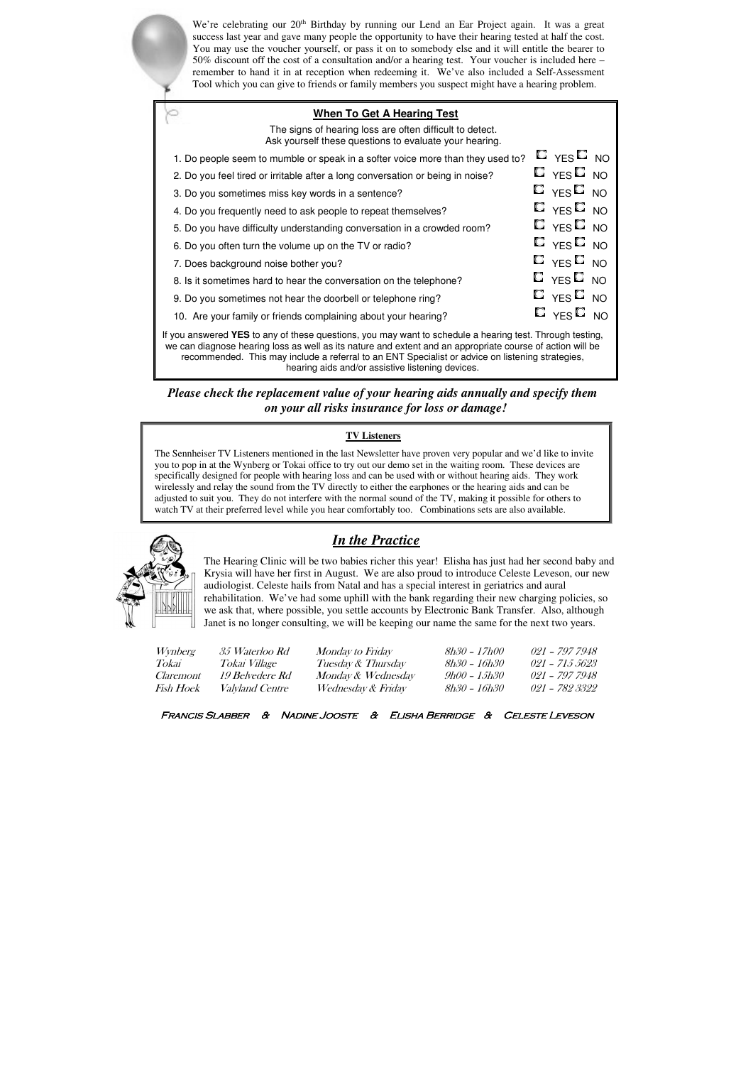We're celebrating our 20th Birthday by running our Lend an Ear Project again. It was a great success last year and gave many people the opportunity to have their hearing tested at half the cost. You may use the voucher yourself, or pass it on to somebody else and it will entitle the bearer to 50% discount off the cost of a consultation and/or a hearing test. Your voucher is included here – remember to hand it in at reception when redeeming it. We've also included a Self-Assessment Tool which you can give to friends or family members you suspect might have a hearing problem.

## When To Get A Hearing Test

The signs of hearing loss are often difficult to detect.
Ask yourself these questions to evaluate your hearing.

1. Do people seem to mumble or speak in a softer voice more than they used to? ☐ YES ☐ NO
2. Do you feel tired or irritable after a long conversation or being in noise? ☐ YES ☐ NO
3. Do you sometimes miss key words in a sentence? ☐ YES ☐ NO
4. Do you frequently need to ask people to repeat themselves? ☐ YES ☐ NO
5. Do you have difficulty understanding conversation in a crowded room? ☐ YES ☐ NO
6. Do you often turn the volume up on the TV or radio? ☐ YES ☐ NO
7. Does background noise bother you? ☐ YES ☐ NO
8. Is it sometimes hard to hear the conversation on the telephone? ☐ YES ☐ NO
9. Do you sometimes not hear the doorbell or telephone ring? ☐ YES ☐ NO
10. Are your family or friends complaining about your hearing? ☐ YES ☐ NO

If you answered **YES** to any of these questions, you may want to schedule a hearing test. Through testing, we can diagnose hearing loss as well as its nature and extent and an appropriate course of action will be recommended. This may include a referral to an ENT Specialist or advice on listening strategies, hearing aids and/or assistive listening devices.

***Please check the replacement value of your hearing aids annually and specify them on your all risks insurance for loss or damage!***

### TV Listeners

The Sennheiser TV Listeners mentioned in the last Newsletter have proven very popular and we'd like to invite you to pop in at the Wynberg or Tokai office to try out our demo set in the waiting room. These devices are specifically designed for people with hearing loss and can be used with or without hearing aids. They work wirelessly and relay the sound from the TV directly to either the earphones or the hearing aids and can be adjusted to suit you. They do not interfere with the normal sound of the TV, making it possible for others to watch TV at their preferred level while you hear comfortably too. Combinations sets are also available.

## *In the Practice*

The Hearing Clinic will be two babies richer this year! Elisha has just had her second baby and Krysia will have her first in August. We are also proud to introduce Celeste Leveson, our new audiologist. Celeste hails from Natal and has a special interest in geriatrics and aural rehabilitation. We've had some uphill with the bank regarding their new charging policies, so we ask that, where possible, you settle accounts by Electronic Bank Transfer. Also, although Janet is no longer consulting, we will be keeping our name the same for the next two years.

| | | | | |
|---|---|---|---|---|
| Wynberg | 35 Waterloo Rd | Monday to Friday | 8h30 - 17h00 | 021 - 797 7948 |
| Tokai | Tokai Village | Tuesday & Thursday | 8h30 - 16h30 | 021 - 715 5623 |
| Claremont | 19 Belvedere Rd | Monday & Wednesday | 9h00 - 15h30 | 021 - 797 7948 |
| Fish Hoek | Valyland Centre | Wednesday & Friday | 8h30 - 16h30 | 021 - 782 3322 |

FRANCIS SLABBER & NADINE JOOSTE & ELISHA BERRIDGE & CELESTE LEVESON